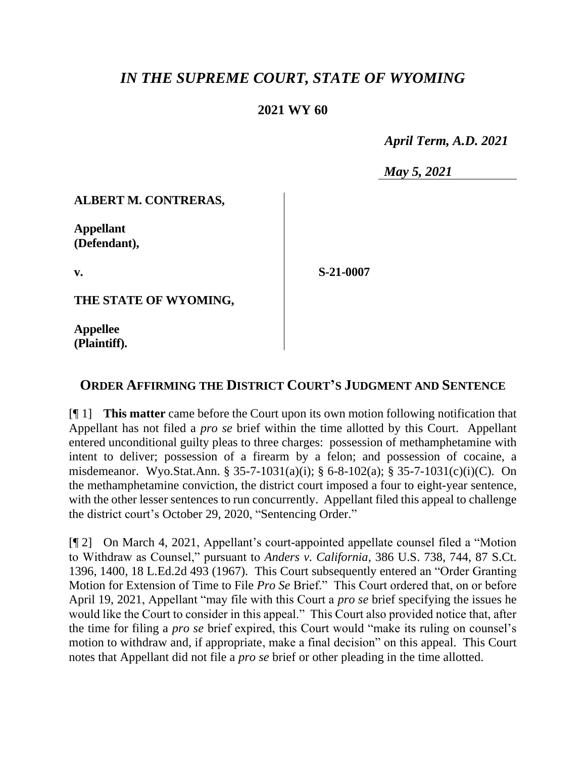# *IN THE SUPREME COURT, STATE OF WYOMING*

## 2021 WY 60

*April Term, A.D. 2021*

*May 5, 2021*

| | |
|---|---|
| **ALBERT M. CONTRERAS,**<br><br>**Appellant (Defendant),**<br><br>**v.**<br><br>**THE STATE OF WYOMING,**<br><br>**Appellee (Plaintiff).** | **S-21-0007** |

## ORDER AFFIRMING THE DISTRICT COURT'S JUDGMENT AND SENTENCE

[¶ 1] **This matter** came before the Court upon its own motion following notification that Appellant has not filed a *pro se* brief within the time allotted by this Court. Appellant entered unconditional guilty pleas to three charges: possession of methamphetamine with intent to deliver; possession of a firearm by a felon; and possession of cocaine, a misdemeanor. Wyo.Stat.Ann. § 35-7-1031(a)(i); § 6-8-102(a); § 35-7-1031(c)(i)(C). On the methamphetamine conviction, the district court imposed a four to eight-year sentence, with the other lesser sentences to run concurrently. Appellant filed this appeal to challenge the district court's October 29, 2020, "Sentencing Order."

[¶ 2] On March 4, 2021, Appellant's court-appointed appellate counsel filed a "Motion to Withdraw as Counsel," pursuant to *Anders v. California*, 386 U.S. 738, 744, 87 S.Ct. 1396, 1400, 18 L.Ed.2d 493 (1967). This Court subsequently entered an "Order Granting Motion for Extension of Time to File *Pro Se* Brief." This Court ordered that, on or before April 19, 2021, Appellant "may file with this Court a *pro se* brief specifying the issues he would like the Court to consider in this appeal." This Court also provided notice that, after the time for filing a *pro se* brief expired, this Court would "make its ruling on counsel's motion to withdraw and, if appropriate, make a final decision" on this appeal. This Court notes that Appellant did not file a *pro se* brief or other pleading in the time allotted.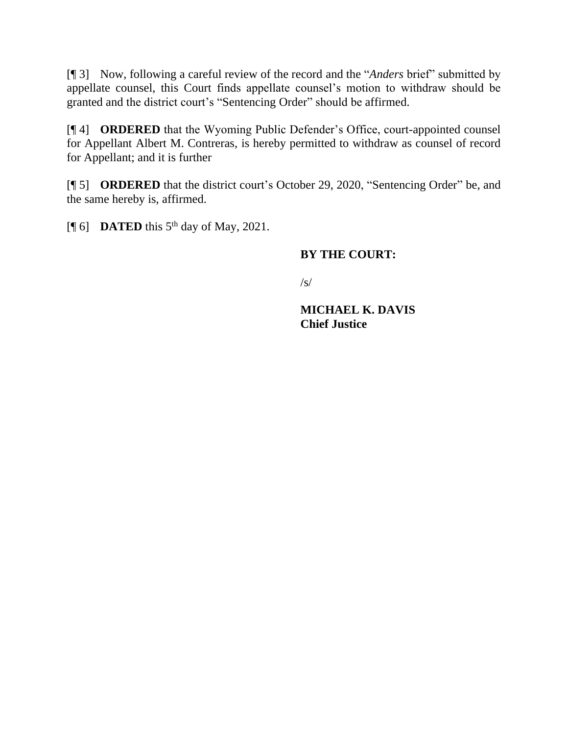[¶ 3] Now, following a careful review of the record and the "*Anders* brief" submitted by appellate counsel, this Court finds appellate counsel's motion to withdraw should be granted and the district court's "Sentencing Order" should be affirmed.

[¶ 4] **ORDERED** that the Wyoming Public Defender's Office, court-appointed counsel for Appellant Albert M. Contreras, is hereby permitted to withdraw as counsel of record for Appellant; and it is further

[¶ 5] **ORDERED** that the district court's October 29, 2020, "Sentencing Order" be, and the same hereby is, affirmed.

[¶ 6] **DATED** this 5th day of May, 2021.

**BY THE COURT:**

/s/

**MICHAEL K. DAVIS**
**Chief Justice**